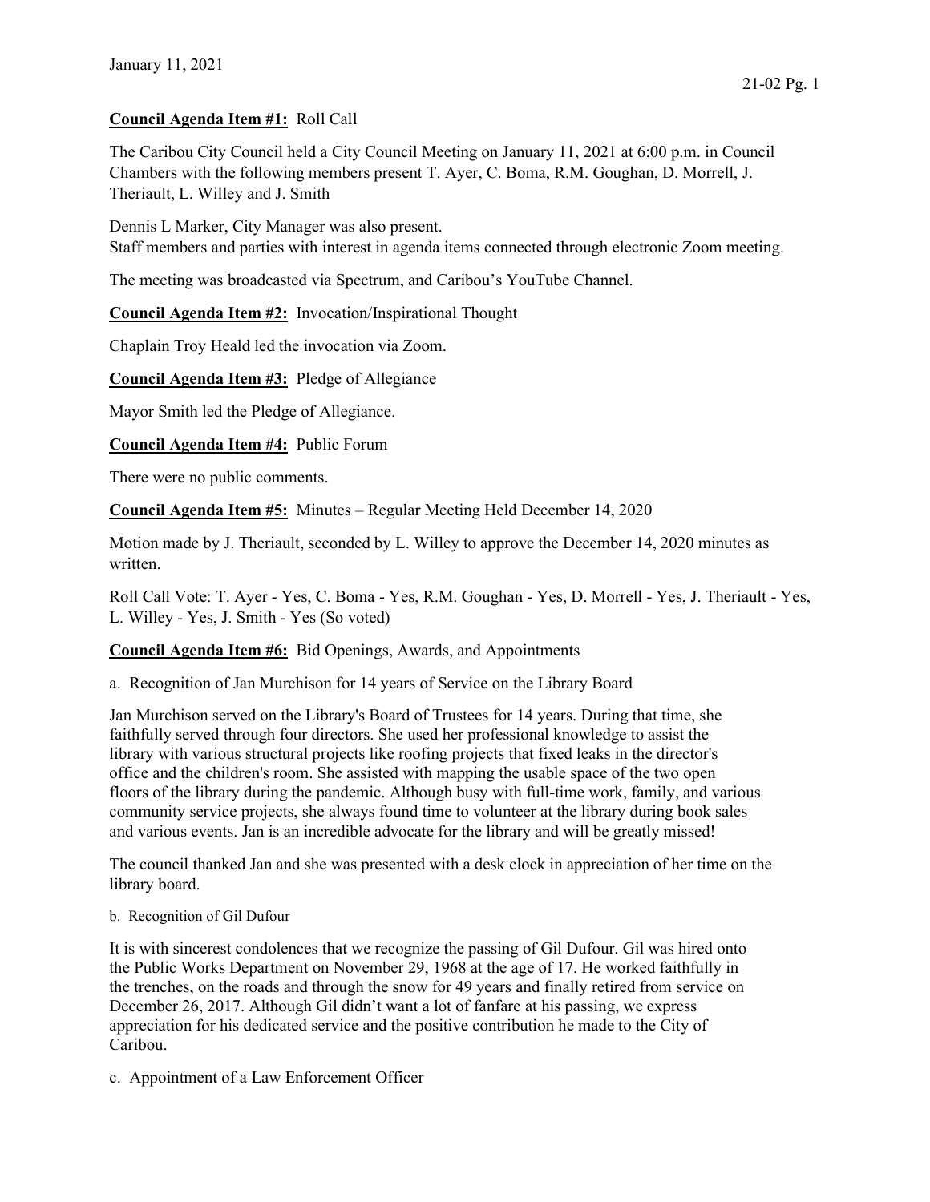January 11, 2021

**Council Agenda Item #1:** Roll Call

The Caribou City Council held a City Council Meeting on January 11, 2021 at 6:00 p.m. in Council Chambers with the following members present T. Ayer, C. Boma, R.M. Goughan, D. Morrell, J. Theriault, L. Willey and J. Smith

Dennis L Marker, City Manager was also present.
Staff members and parties with interest in agenda items connected through electronic Zoom meeting.

The meeting was broadcasted via Spectrum, and Caribou's YouTube Channel.

**Council Agenda Item #2:** Invocation/Inspirational Thought

Chaplain Troy Heald led the invocation via Zoom.

**Council Agenda Item #3:** Pledge of Allegiance

Mayor Smith led the Pledge of Allegiance.

**Council Agenda Item #4:** Public Forum

There were no public comments.

**Council Agenda Item #5:** Minutes – Regular Meeting Held December 14, 2020

Motion made by J. Theriault, seconded by L. Willey to approve the December 14, 2020 minutes as written.

Roll Call Vote: T. Ayer - Yes, C. Boma - Yes, R.M. Goughan - Yes, D. Morrell - Yes, J. Theriault - Yes, L. Willey - Yes, J. Smith - Yes (So voted)

**Council Agenda Item #6:** Bid Openings, Awards, and Appointments

a. Recognition of Jan Murchison for 14 years of Service on the Library Board

Jan Murchison served on the Library's Board of Trustees for 14 years. During that time, she faithfully served through four directors. She used her professional knowledge to assist the library with various structural projects like roofing projects that fixed leaks in the director's office and the children's room. She assisted with mapping the usable space of the two open floors of the library during the pandemic. Although busy with full-time work, family, and various community service projects, she always found time to volunteer at the library during book sales and various events. Jan is an incredible advocate for the library and will be greatly missed!

The council thanked Jan and she was presented with a desk clock in appreciation of her time on the library board.

b. Recognition of Gil Dufour

It is with sincerest condolences that we recognize the passing of Gil Dufour. Gil was hired onto the Public Works Department on November 29, 1968 at the age of 17. He worked faithfully in the trenches, on the roads and through the snow for 49 years and finally retired from service on December 26, 2017. Although Gil didn't want a lot of fanfare at his passing, we express appreciation for his dedicated service and the positive contribution he made to the City of Caribou.

c. Appointment of a Law Enforcement Officer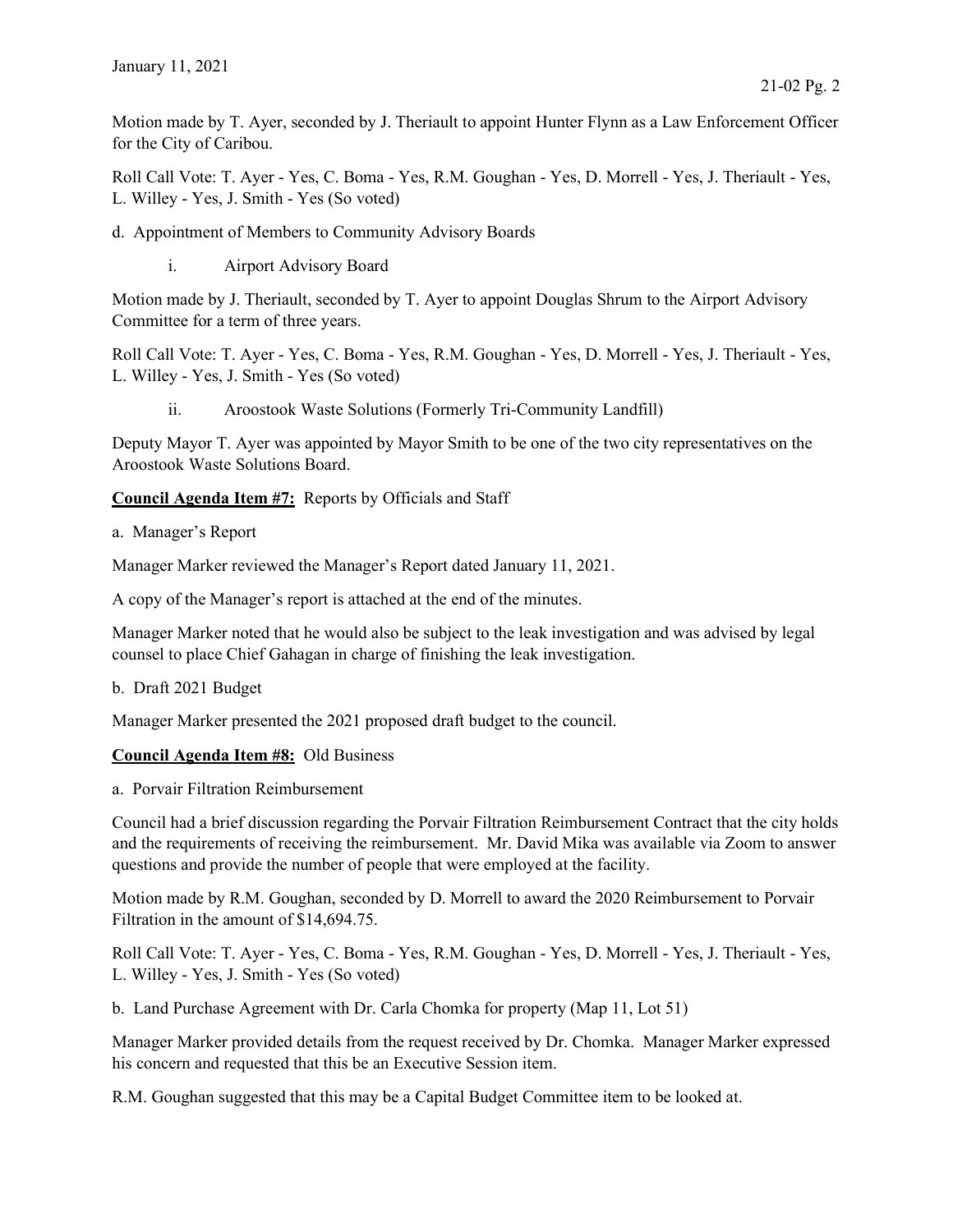Motion made by T. Ayer, seconded by J. Theriault to appoint Hunter Flynn as a Law Enforcement Officer for the City of Caribou.

Roll Call Vote: T. Ayer - Yes, C. Boma - Yes, R.M. Goughan - Yes, D. Morrell - Yes, J. Theriault - Yes, L. Willey - Yes, J. Smith - Yes (So voted)

d. Appointment of Members to Community Advisory Boards

i. Airport Advisory Board

Motion made by J. Theriault, seconded by T. Ayer to appoint Douglas Shrum to the Airport Advisory Committee for a term of three years.

Roll Call Vote: T. Ayer - Yes, C. Boma - Yes, R.M. Goughan - Yes, D. Morrell - Yes, J. Theriault - Yes, L. Willey - Yes, J. Smith - Yes (So voted)

ii. Aroostook Waste Solutions (Formerly Tri-Community Landfill)

Deputy Mayor T. Ayer was appointed by Mayor Smith to be one of the two city representatives on the Aroostook Waste Solutions Board.

**Council Agenda Item #7:** Reports by Officials and Staff

a. Manager's Report

Manager Marker reviewed the Manager's Report dated January 11, 2021.

A copy of the Manager's report is attached at the end of the minutes.

Manager Marker noted that he would also be subject to the leak investigation and was advised by legal counsel to place Chief Gahagan in charge of finishing the leak investigation.

b. Draft 2021 Budget

Manager Marker presented the 2021 proposed draft budget to the council.

**Council Agenda Item #8:** Old Business

a. Porvair Filtration Reimbursement

Council had a brief discussion regarding the Porvair Filtration Reimbursement Contract that the city holds and the requirements of receiving the reimbursement. Mr. David Mika was available via Zoom to answer questions and provide the number of people that were employed at the facility.

Motion made by R.M. Goughan, seconded by D. Morrell to award the 2020 Reimbursement to Porvair Filtration in the amount of $14,694.75.

Roll Call Vote: T. Ayer - Yes, C. Boma - Yes, R.M. Goughan - Yes, D. Morrell - Yes, J. Theriault - Yes, L. Willey - Yes, J. Smith - Yes (So voted)

b. Land Purchase Agreement with Dr. Carla Chomka for property (Map 11, Lot 51)

Manager Marker provided details from the request received by Dr. Chomka. Manager Marker expressed his concern and requested that this be an Executive Session item.

R.M. Goughan suggested that this may be a Capital Budget Committee item to be looked at.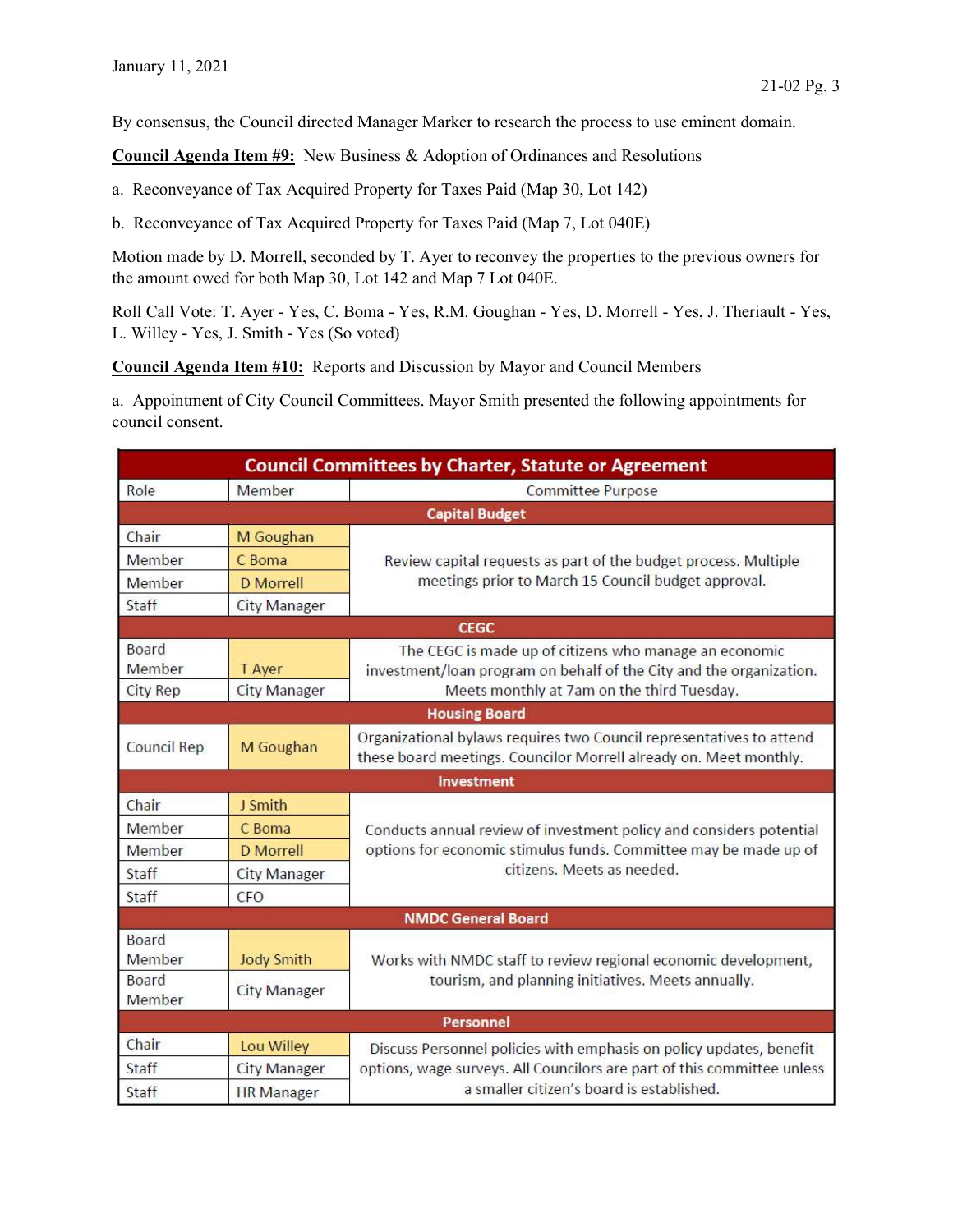By consensus, the Council directed Manager Marker to research the process to use eminent domain.

**Council Agenda Item #9:** New Business & Adoption of Ordinances and Resolutions

a. Reconveyance of Tax Acquired Property for Taxes Paid (Map 30, Lot 142)

b. Reconveyance of Tax Acquired Property for Taxes Paid (Map 7, Lot 040E)

Motion made by D. Morrell, seconded by T. Ayer to reconvey the properties to the previous owners for the amount owed for both Map 30, Lot 142 and Map 7 Lot 040E.

Roll Call Vote: T. Ayer - Yes, C. Boma - Yes, R.M. Goughan - Yes, D. Morrell - Yes, J. Theriault - Yes, L. Willey - Yes, J. Smith - Yes (So voted)

**Council Agenda Item #10:** Reports and Discussion by Mayor and Council Members

a. Appointment of City Council Committees. Mayor Smith presented the following appointments for council consent.

| Council Committees by Charter, Statute or Agreement | | |
|---|---|---|
| Role | Member | Committee Purpose |
| **Capital Budget** | | |
| Chair | M Goughan | Review capital requests as part of the budget process. Multiple meetings prior to March 15 Council budget approval. |
| Member | C Boma | |
| Member | D Morrell | |
| Staff | City Manager | |
| **CEGC** | | |
| Board Member | T Ayer | The CEGC is made up of citizens who manage an economic investment/loan program on behalf of the City and the organization. Meets monthly at 7am on the third Tuesday. |
| City Rep | City Manager | |
| **Housing Board** | | |
| Council Rep | M Goughan | Organizational bylaws requires two Council representatives to attend these board meetings. Councilor Morrell already on. Meet monthly. |
| **Investment** | | |
| Chair | J Smith | Conducts annual review of investment policy and considers potential options for economic stimulus funds. Committee may be made up of citizens. Meets as needed. |
| Member | C Boma | |
| Member | D Morrell | |
| Staff | City Manager | |
| Staff | CFO | |
| **NMDC General Board** | | |
| Board Member | Jody Smith | Works with NMDC staff to review regional economic development, tourism, and planning initiatives. Meets annually. |
| Board Member | City Manager | |
| **Personnel** | | |
| Chair | Lou Willey | Discuss Personnel policies with emphasis on policy updates, benefit options, wage surveys. All Councilors are part of this committee unless a smaller citizen's board is established. |
| Staff | City Manager | |
| Staff | HR Manager | |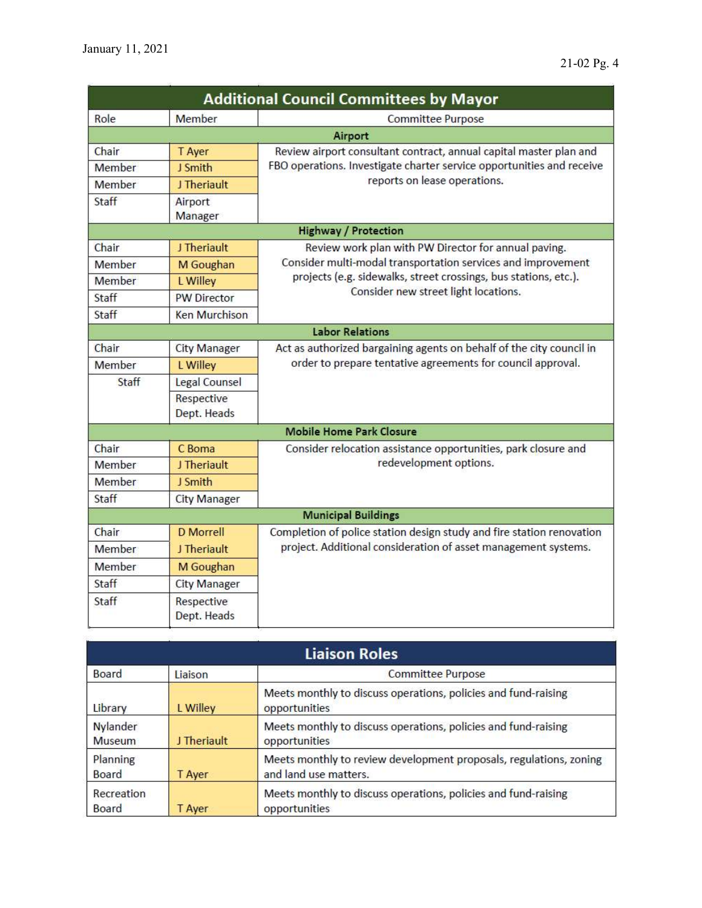## Additional Council Committees by Mayor

| Role | Member | Committee Purpose |
|---|---|---|
| **Airport** | | |
| Chair | T Ayer | Review airport consultant contract, annual capital master plan and FBO operations. Investigate charter service opportunities and receive reports on lease operations. |
| Member | J Smith | |
| Member | J Theriault | |
| Staff | Airport Manager | |
| **Highway / Protection** | | |
| Chair | J Theriault | Review work plan with PW Director for annual paving. Consider multi-modal transportation services and improvement projects (e.g. sidewalks, street crossings, bus stations, etc.). Consider new street light locations. |
| Member | M Goughan | |
| Member | L Willey | |
| Staff | PW Director | |
| Staff | Ken Murchison | |
| **Labor Relations** | | |
| Chair | City Manager | Act as authorized bargaining agents on behalf of the city council in order to prepare tentative agreements for council approval. |
| Member | L Willey | |
| Staff | Legal Counsel | |
| | Respective Dept. Heads | |
| **Mobile Home Park Closure** | | |
| Chair | C Boma | Consider relocation assistance opportunities, park closure and redevelopment options. |
| Member | J Theriault | |
| Member | J Smith | |
| Staff | City Manager | |
| **Municipal Buildings** | | |
| Chair | D Morrell | Completion of police station design study and fire station renovation project. Additional consideration of asset management systems. |
| Member | J Theriault | |
| Member | M Goughan | |
| Staff | City Manager | |
| Staff | Respective Dept. Heads | |

## Liaison Roles

| Board | Liaison | Committee Purpose |
|---|---|---|
| Library | L Willey | Meets monthly to discuss operations, policies and fund-raising opportunities |
| Nylander Museum | J Theriault | Meets monthly to discuss operations, policies and fund-raising opportunities |
| Planning Board | T Ayer | Meets monthly to review development proposals, regulations, zoning and land use matters. |
| Recreation Board | T Ayer | Meets monthly to discuss operations, policies and fund-raising opportunities |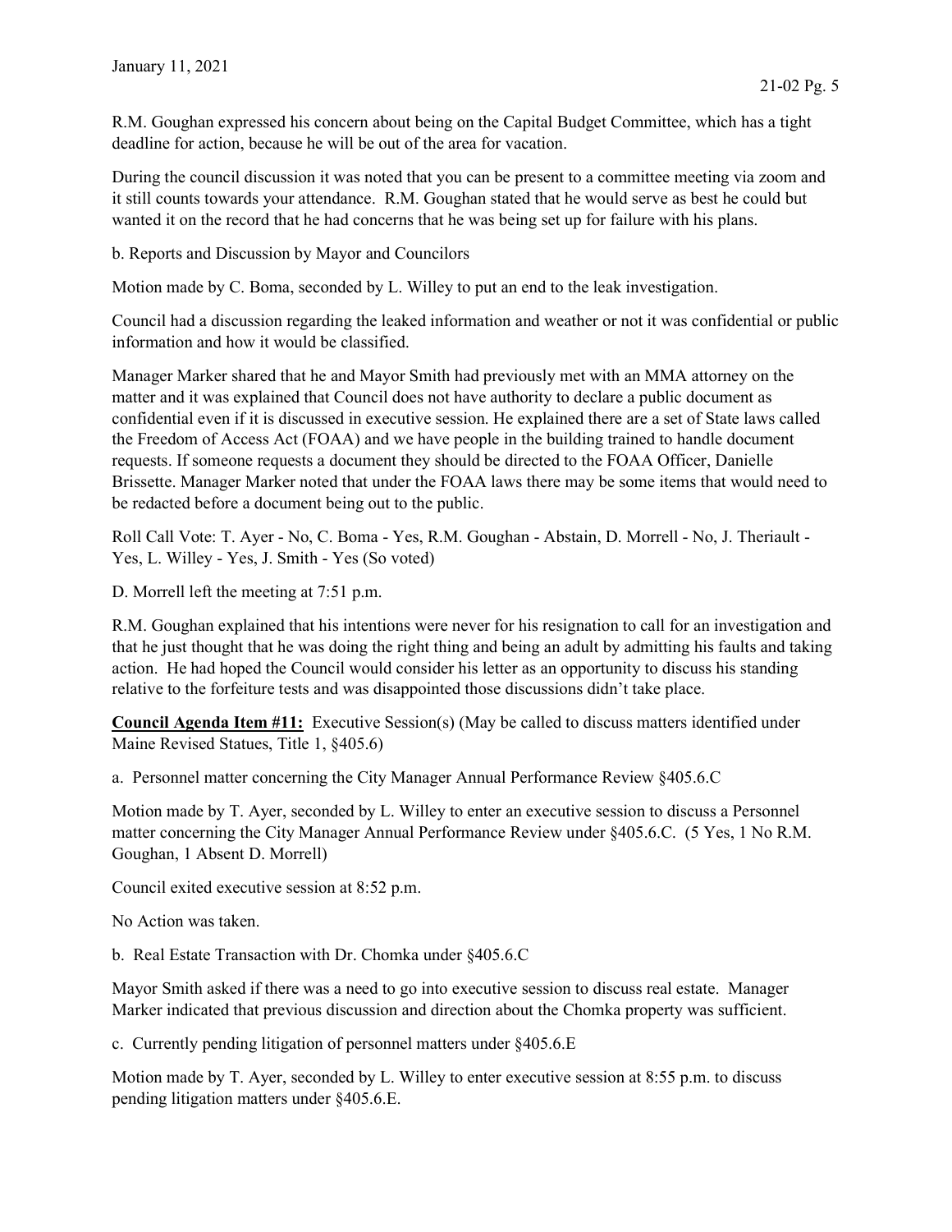R.M. Goughan expressed his concern about being on the Capital Budget Committee, which has a tight deadline for action, because he will be out of the area for vacation.

During the council discussion it was noted that you can be present to a committee meeting via zoom and it still counts towards your attendance. R.M. Goughan stated that he would serve as best he could but wanted it on the record that he had concerns that he was being set up for failure with his plans.

b. Reports and Discussion by Mayor and Councilors

Motion made by C. Boma, seconded by L. Willey to put an end to the leak investigation.

Council had a discussion regarding the leaked information and weather or not it was confidential or public information and how it would be classified.

Manager Marker shared that he and Mayor Smith had previously met with an MMA attorney on the matter and it was explained that Council does not have authority to declare a public document as confidential even if it is discussed in executive session. He explained there are a set of State laws called the Freedom of Access Act (FOAA) and we have people in the building trained to handle document requests. If someone requests a document they should be directed to the FOAA Officer, Danielle Brissette. Manager Marker noted that under the FOAA laws there may be some items that would need to be redacted before a document being out to the public.

Roll Call Vote: T. Ayer - No, C. Boma - Yes, R.M. Goughan - Abstain, D. Morrell - No, J. Theriault - Yes, L. Willey - Yes, J. Smith - Yes (So voted)

D. Morrell left the meeting at 7:51 p.m.

R.M. Goughan explained that his intentions were never for his resignation to call for an investigation and that he just thought that he was doing the right thing and being an adult by admitting his faults and taking action. He had hoped the Council would consider his letter as an opportunity to discuss his standing relative to the forfeiture tests and was disappointed those discussions didn't take place.

**Council Agenda Item #11:** Executive Session(s) (May be called to discuss matters identified under Maine Revised Statues, Title 1, §405.6)

a. Personnel matter concerning the City Manager Annual Performance Review §405.6.C

Motion made by T. Ayer, seconded by L. Willey to enter an executive session to discuss a Personnel matter concerning the City Manager Annual Performance Review under §405.6.C. (5 Yes, 1 No R.M. Goughan, 1 Absent D. Morrell)

Council exited executive session at 8:52 p.m.

No Action was taken.

b. Real Estate Transaction with Dr. Chomka under §405.6.C

Mayor Smith asked if there was a need to go into executive session to discuss real estate. Manager Marker indicated that previous discussion and direction about the Chomka property was sufficient.

c. Currently pending litigation of personnel matters under §405.6.E

Motion made by T. Ayer, seconded by L. Willey to enter executive session at 8:55 p.m. to discuss pending litigation matters under §405.6.E.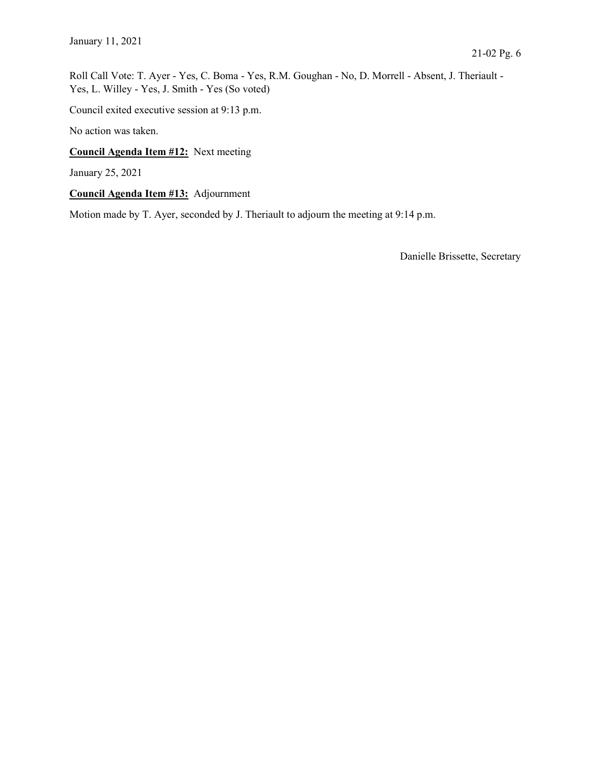Roll Call Vote: T. Ayer - Yes, C. Boma - Yes, R.M. Goughan - No, D. Morrell - Absent, J. Theriault - Yes, L. Willey - Yes, J. Smith - Yes (So voted)

Council exited executive session at 9:13 p.m.

No action was taken.

**Council Agenda Item #12:** Next meeting

January 25, 2021

**Council Agenda Item #13:** Adjournment

Motion made by T. Ayer, seconded by J. Theriault to adjourn the meeting at 9:14 p.m.

Danielle Brissette, Secretary